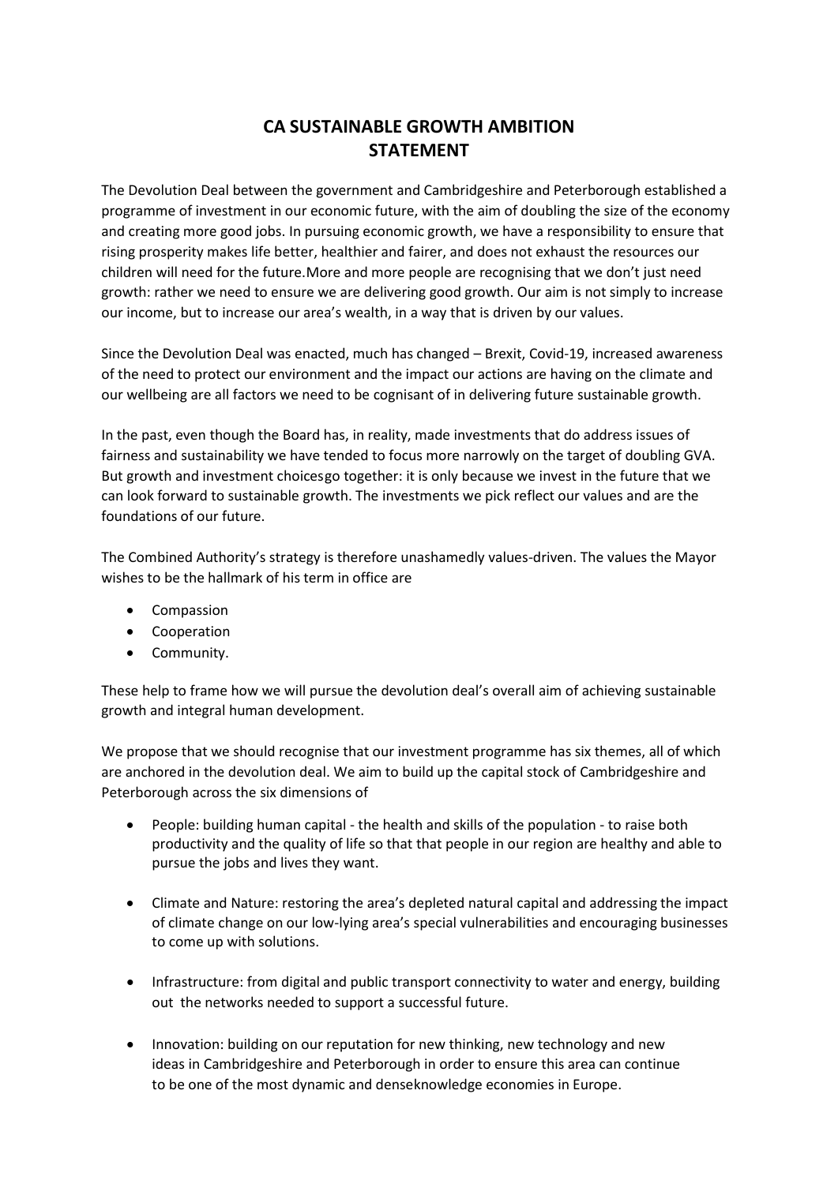# CA SUSTAINABLE GROWTH AMBITION STATEMENT

The Devolution Deal between the government and Cambridgeshire and Peterborough established a programme of investment in our economic future, with the aim of doubling the size of the economy and creating more good jobs. In pursuing economic growth, we have a responsibility to ensure that rising prosperity makes life better, healthier and fairer, and does not exhaust the resources our children will need for the future.More and more people are recognising that we don't just need growth: rather we need to ensure we are delivering good growth. Our aim is not simply to increase our income, but to increase our area's wealth, in a way that is driven by our values.

Since the Devolution Deal was enacted, much has changed – Brexit, Covid-19, increased awareness of the need to protect our environment and the impact our actions are having on the climate and our wellbeing are all factors we need to be cognisant of in delivering future sustainable growth.

In the past, even though the Board has, in reality, made investments that do address issues of fairness and sustainability we have tended to focus more narrowly on the target of doubling GVA. But growth and investment choicesgo together: it is only because we invest in the future that we can look forward to sustainable growth. The investments we pick reflect our values and are the foundations of our future.

The Combined Authority's strategy is therefore unashamedly values-driven. The values the Mayor wishes to be the hallmark of his term in office are

- Compassion
- Cooperation
- Community.

These help to frame how we will pursue the devolution deal's overall aim of achieving sustainable growth and integral human development.

We propose that we should recognise that our investment programme has six themes, all of which are anchored in the devolution deal. We aim to build up the capital stock of Cambridgeshire and Peterborough across the six dimensions of

- People: building human capital - the health and skills of the population - to raise both productivity and the quality of life so that that people in our region are healthy and able to pursue the jobs and lives they want.

- Climate and Nature: restoring the area's depleted natural capital and addressing the impact of climate change on our low-lying area's special vulnerabilities and encouraging businesses to come up with solutions.

- Infrastructure: from digital and public transport connectivity to water and energy, building out the networks needed to support a successful future.

- Innovation: building on our reputation for new thinking, new technology and new ideas in Cambridgeshire and Peterborough in order to ensure this area can continue to be one of the most dynamic and denseknowledge economies in Europe.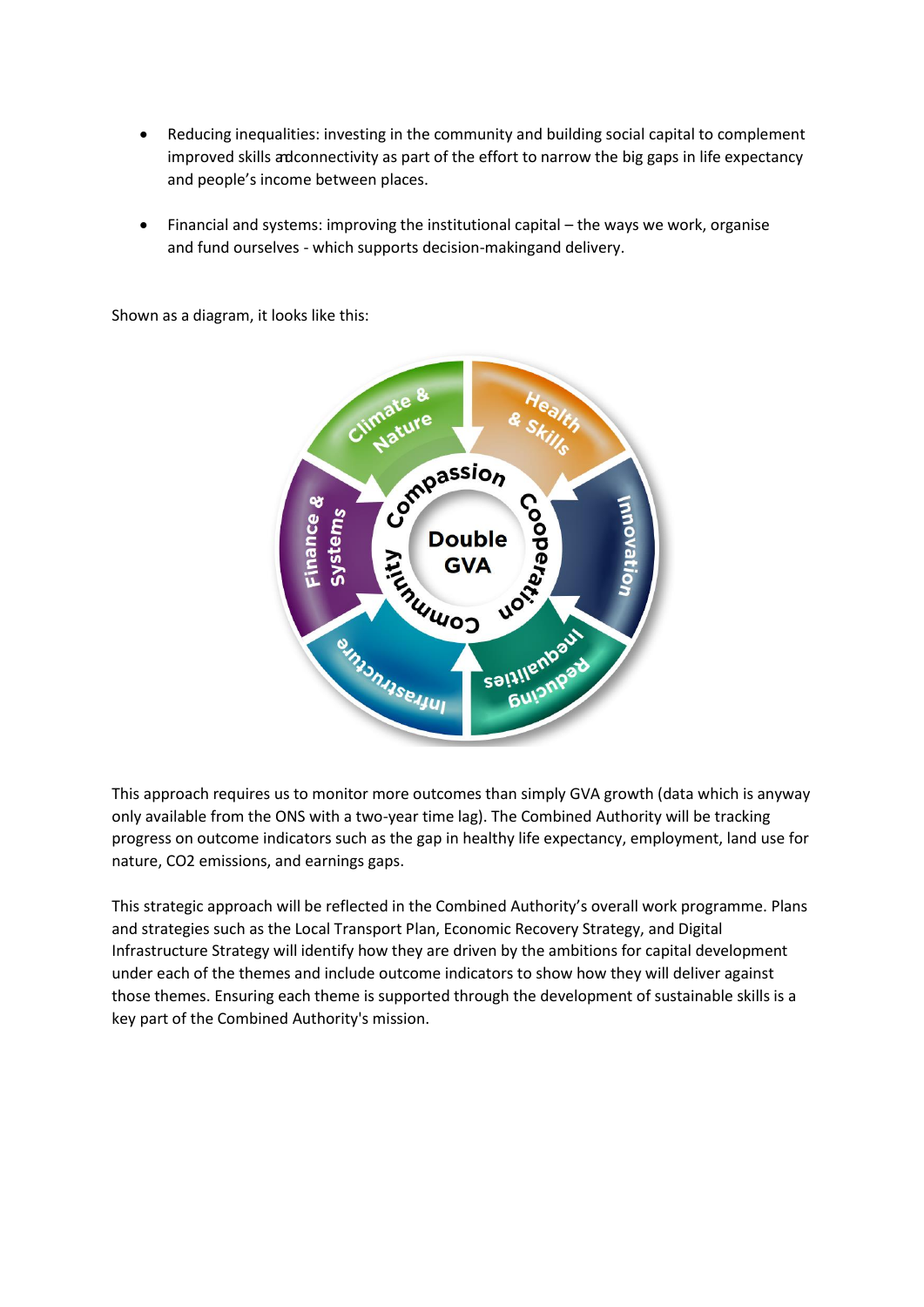- Reducing inequalities: investing in the community and building social capital to complement improved skills and connectivity as part of the effort to narrow the big gaps in life expectancy and people's income between places.
- Financial and systems: improving the institutional capital – the ways we work, organise and fund ourselves - which supports decision-making and delivery.

Shown as a diagram, it looks like this:

Climate & Nature
Health & Skills
Innovation
Reducing Inequalities
Infrastructure
Finance & Systems
Compassion
Cooperation
Community
Double GVA

This approach requires us to monitor more outcomes than simply GVA growth (data which is anyway only available from the ONS with a two-year time lag). The Combined Authority will be tracking progress on outcome indicators such as the gap in healthy life expectancy, employment, land use for nature, CO2 emissions, and earnings gaps.

This strategic approach will be reflected in the Combined Authority's overall work programme. Plans and strategies such as the Local Transport Plan, Economic Recovery Strategy, and Digital Infrastructure Strategy will identify how they are driven by the ambitions for capital development under each of the themes and include outcome indicators to show how they will deliver against those themes. Ensuring each theme is supported through the development of sustainable skills is a key part of the Combined Authority's mission.